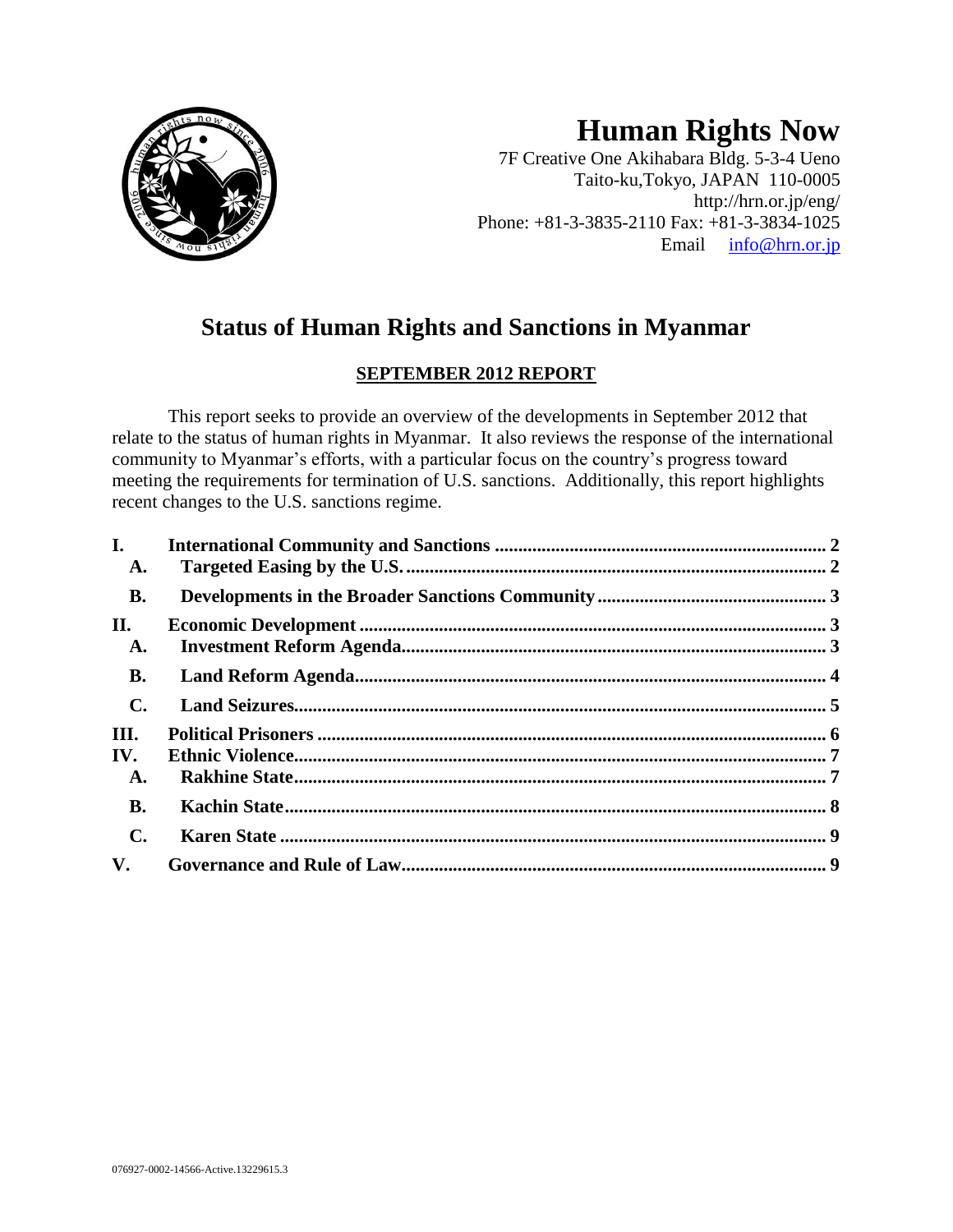# Human Rights Now

7F Creative One Akihabara Bldg. 5-3-4 Ueno
Taito-ku,Tokyo, JAPAN 110-0005
http://hrn.or.jp/eng/
Phone: +81-3-3835-2110 Fax: +81-3-3834-1025
Email info@hrn.or.jp

## Status of Human Rights and Sanctions in Myanmar

**SEPTEMBER 2012 REPORT**

This report seeks to provide an overview of the developments in September 2012 that relate to the status of human rights in Myanmar. It also reviews the response of the international community to Myanmar's efforts, with a particular focus on the country's progress toward meeting the requirements for termination of U.S. sanctions. Additionally, this report highlights recent changes to the U.S. sanctions regime.

**I. International Community and Sanctions** ..... 2
- **A. Targeted Easing by the U.S.** ..... 2
- **B. Developments in the Broader Sanctions Community** ..... 3

**II. Economic Development** ..... 3
- **A. Investment Reform Agenda** ..... 3
- **B. Land Reform Agenda** ..... 4
- **C. Land Seizures** ..... 5

**III. Political Prisoners** ..... 6

**IV. Ethnic Violence** ..... 7
- **A. Rakhine State** ..... 7
- **B. Kachin State** ..... 8
- **C. Karen State** ..... 9

**V. Governance and Rule of Law** ..... 9

076927-0002-14566-Active.13229615.3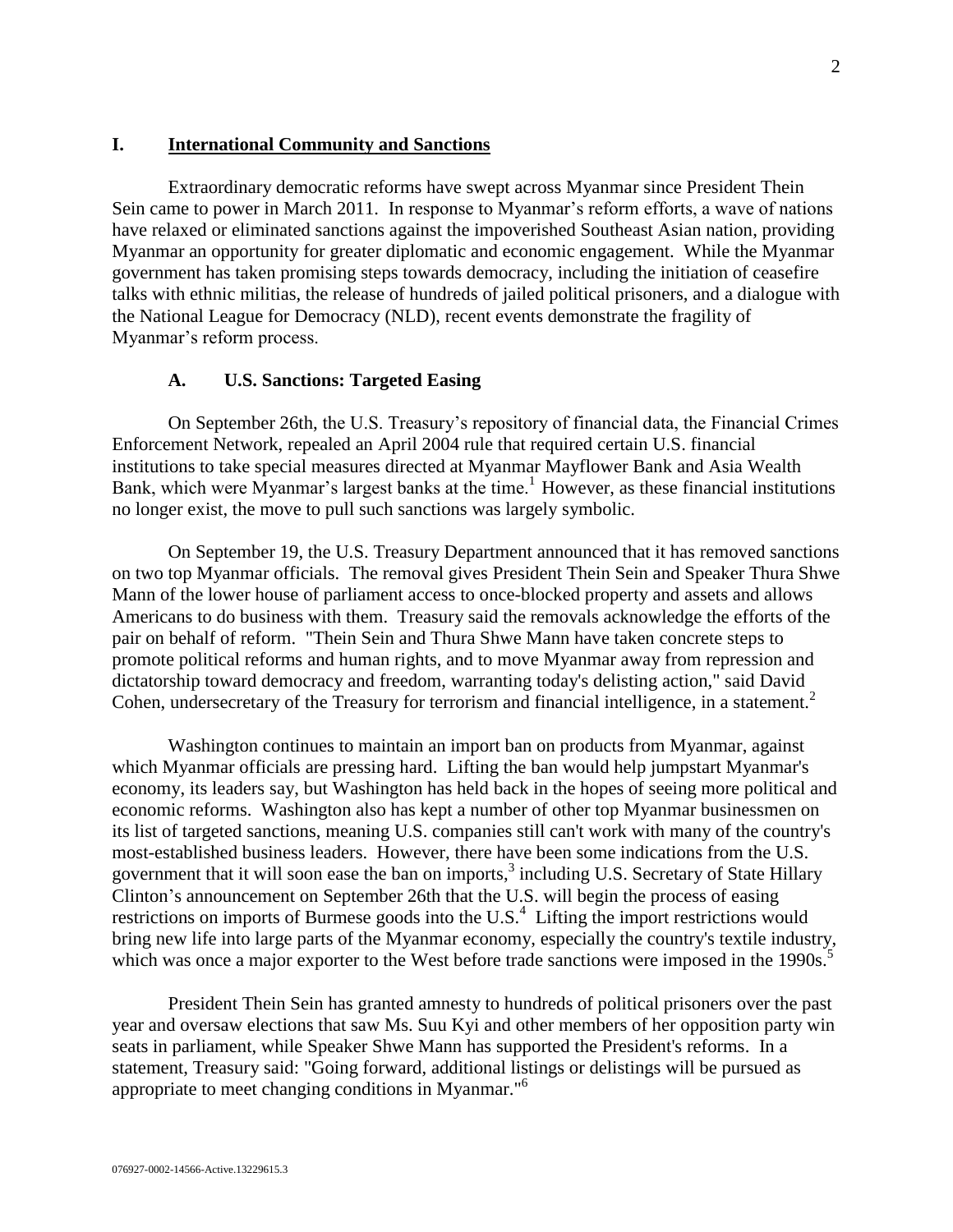## I. International Community and Sanctions

Extraordinary democratic reforms have swept across Myanmar since President Thein Sein came to power in March 2011. In response to Myanmar's reform efforts, a wave of nations have relaxed or eliminated sanctions against the impoverished Southeast Asian nation, providing Myanmar an opportunity for greater diplomatic and economic engagement. While the Myanmar government has taken promising steps towards democracy, including the initiation of ceasefire talks with ethnic militias, the release of hundreds of jailed political prisoners, and a dialogue with the National League for Democracy (NLD), recent events demonstrate the fragility of Myanmar's reform process.

### A. U.S. Sanctions: Targeted Easing

On September 26th, the U.S. Treasury's repository of financial data, the Financial Crimes Enforcement Network, repealed an April 2004 rule that required certain U.S. financial institutions to take special measures directed at Myanmar Mayflower Bank and Asia Wealth Bank, which were Myanmar's largest banks at the time.[1] However, as these financial institutions no longer exist, the move to pull such sanctions was largely symbolic.

On September 19, the U.S. Treasury Department announced that it has removed sanctions on two top Myanmar officials. The removal gives President Thein Sein and Speaker Thura Shwe Mann of the lower house of parliament access to once-blocked property and assets and allows Americans to do business with them. Treasury said the removals acknowledge the efforts of the pair on behalf of reform. "Thein Sein and Thura Shwe Mann have taken concrete steps to promote political reforms and human rights, and to move Myanmar away from repression and dictatorship toward democracy and freedom, warranting today's delisting action," said David Cohen, undersecretary of the Treasury for terrorism and financial intelligence, in a statement.[2]

Washington continues to maintain an import ban on products from Myanmar, against which Myanmar officials are pressing hard. Lifting the ban would help jumpstart Myanmar's economy, its leaders say, but Washington has held back in the hopes of seeing more political and economic reforms. Washington also has kept a number of other top Myanmar businessmen on its list of targeted sanctions, meaning U.S. companies still can't work with many of the country's most-established business leaders. However, there have been some indications from the U.S. government that it will soon ease the ban on imports,[3] including U.S. Secretary of State Hillary Clinton's announcement on September 26th that the U.S. will begin the process of easing restrictions on imports of Burmese goods into the U.S.[4] Lifting the import restrictions would bring new life into large parts of the Myanmar economy, especially the country's textile industry, which was once a major exporter to the West before trade sanctions were imposed in the 1990s.[5]

President Thein Sein has granted amnesty to hundreds of political prisoners over the past year and oversaw elections that saw Ms. Suu Kyi and other members of her opposition party win seats in parliament, while Speaker Shwe Mann has supported the President's reforms. In a statement, Treasury said: "Going forward, additional listings or delistings will be pursued as appropriate to meet changing conditions in Myanmar."[6]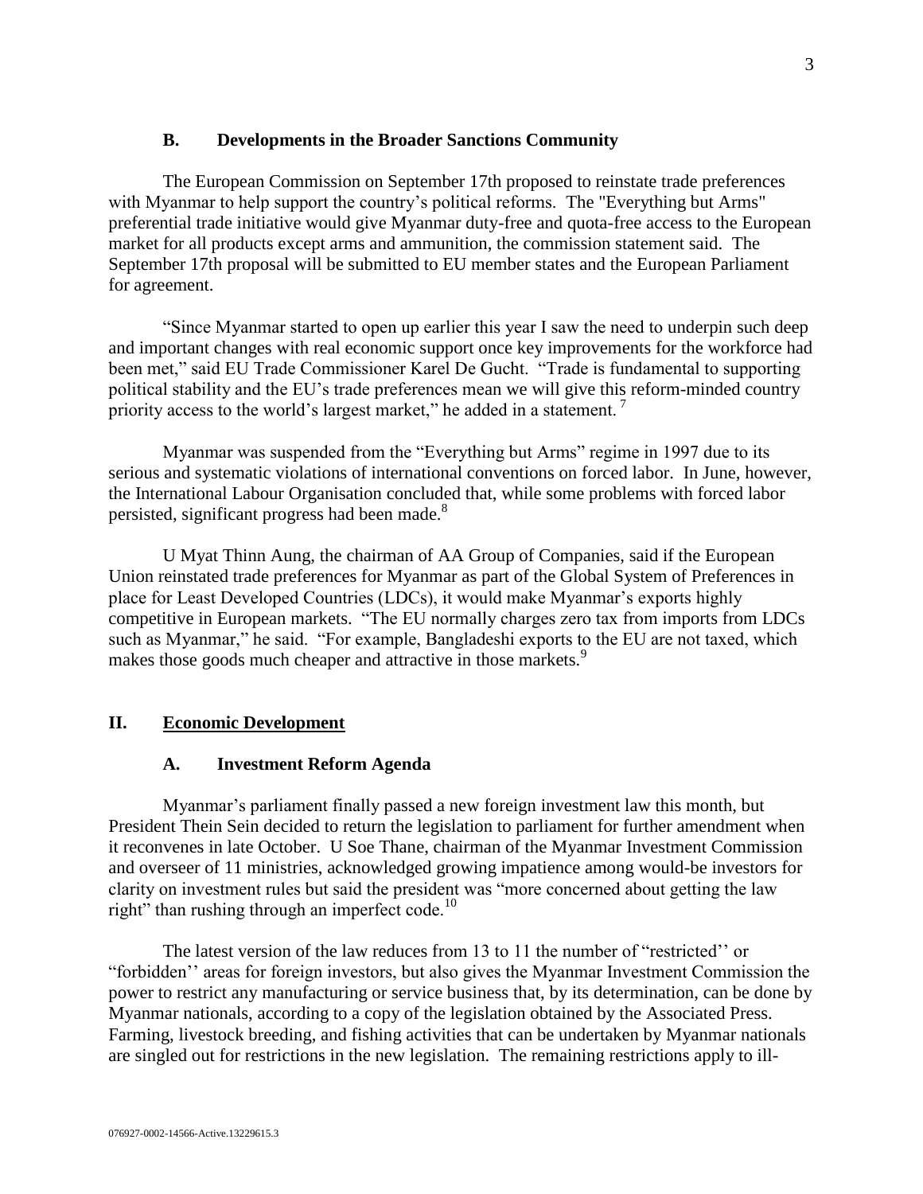### B. Developments in the Broader Sanctions Community

The European Commission on September 17th proposed to reinstate trade preferences with Myanmar to help support the country's political reforms. The "Everything but Arms" preferential trade initiative would give Myanmar duty-free and quota-free access to the European market for all products except arms and ammunition, the commission statement said. The September 17th proposal will be submitted to EU member states and the European Parliament for agreement.

"Since Myanmar started to open up earlier this year I saw the need to underpin such deep and important changes with real economic support once key improvements for the workforce had been met," said EU Trade Commissioner Karel De Gucht. "Trade is fundamental to supporting political stability and the EU's trade preferences mean we will give this reform-minded country priority access to the world's largest market," he added in a statement.[7]

Myanmar was suspended from the "Everything but Arms" regime in 1997 due to its serious and systematic violations of international conventions on forced labor. In June, however, the International Labour Organisation concluded that, while some problems with forced labor persisted, significant progress had been made.[8]

U Myat Thinn Aung, the chairman of AA Group of Companies, said if the European Union reinstated trade preferences for Myanmar as part of the Global System of Preferences in place for Least Developed Countries (LDCs), it would make Myanmar's exports highly competitive in European markets. "The EU normally charges zero tax from imports from LDCs such as Myanmar," he said. "For example, Bangladeshi exports to the EU are not taxed, which makes those goods much cheaper and attractive in those markets.[9]

## II. Economic Development

### A. Investment Reform Agenda

Myanmar's parliament finally passed a new foreign investment law this month, but President Thein Sein decided to return the legislation to parliament for further amendment when it reconvenes in late October. U Soe Thane, chairman of the Myanmar Investment Commission and overseer of 11 ministries, acknowledged growing impatience among would-be investors for clarity on investment rules but said the president was "more concerned about getting the law right" than rushing through an imperfect code.[10]

The latest version of the law reduces from 13 to 11 the number of "restricted'' or "forbidden'' areas for foreign investors, but also gives the Myanmar Investment Commission the power to restrict any manufacturing or service business that, by its determination, can be done by Myanmar nationals, according to a copy of the legislation obtained by the Associated Press. Farming, livestock breeding, and fishing activities that can be undertaken by Myanmar nationals are singled out for restrictions in the new legislation. The remaining restrictions apply to ill-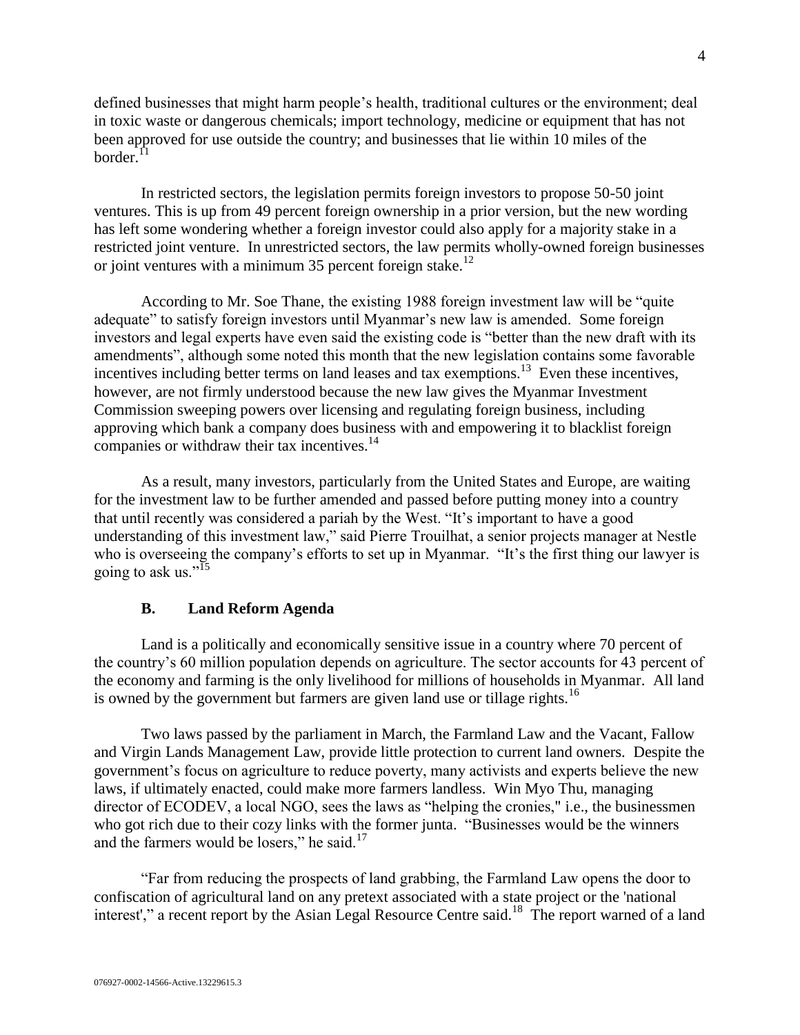defined businesses that might harm people's health, traditional cultures or the environment; deal in toxic waste or dangerous chemicals; import technology, medicine or equipment that has not been approved for use outside the country; and businesses that lie within 10 miles of the border.[11]

In restricted sectors, the legislation permits foreign investors to propose 50-50 joint ventures. This is up from 49 percent foreign ownership in a prior version, but the new wording has left some wondering whether a foreign investor could also apply for a majority stake in a restricted joint venture. In unrestricted sectors, the law permits wholly-owned foreign businesses or joint ventures with a minimum 35 percent foreign stake.[12]

According to Mr. Soe Thane, the existing 1988 foreign investment law will be "quite adequate" to satisfy foreign investors until Myanmar's new law is amended. Some foreign investors and legal experts have even said the existing code is "better than the new draft with its amendments", although some noted this month that the new legislation contains some favorable incentives including better terms on land leases and tax exemptions.[13] Even these incentives, however, are not firmly understood because the new law gives the Myanmar Investment Commission sweeping powers over licensing and regulating foreign business, including approving which bank a company does business with and empowering it to blacklist foreign companies or withdraw their tax incentives.[14]

As a result, many investors, particularly from the United States and Europe, are waiting for the investment law to be further amended and passed before putting money into a country that until recently was considered a pariah by the West. "It's important to have a good understanding of this investment law," said Pierre Trouilhat, a senior projects manager at Nestle who is overseeing the company's efforts to set up in Myanmar. "It's the first thing our lawyer is going to ask us."[15]

### B. Land Reform Agenda

Land is a politically and economically sensitive issue in a country where 70 percent of the country's 60 million population depends on agriculture. The sector accounts for 43 percent of the economy and farming is the only livelihood for millions of households in Myanmar. All land is owned by the government but farmers are given land use or tillage rights.[16]

Two laws passed by the parliament in March, the Farmland Law and the Vacant, Fallow and Virgin Lands Management Law, provide little protection to current land owners. Despite the government's focus on agriculture to reduce poverty, many activists and experts believe the new laws, if ultimately enacted, could make more farmers landless. Win Myo Thu, managing director of ECODEV, a local NGO, sees the laws as "helping the cronies," i.e., the businessmen who got rich due to their cozy links with the former junta. "Businesses would be the winners and the farmers would be losers," he said.[17]

"Far from reducing the prospects of land grabbing, the Farmland Law opens the door to confiscation of agricultural land on any pretext associated with a state project or the 'national interest'," a recent report by the Asian Legal Resource Centre said.[18] The report warned of a land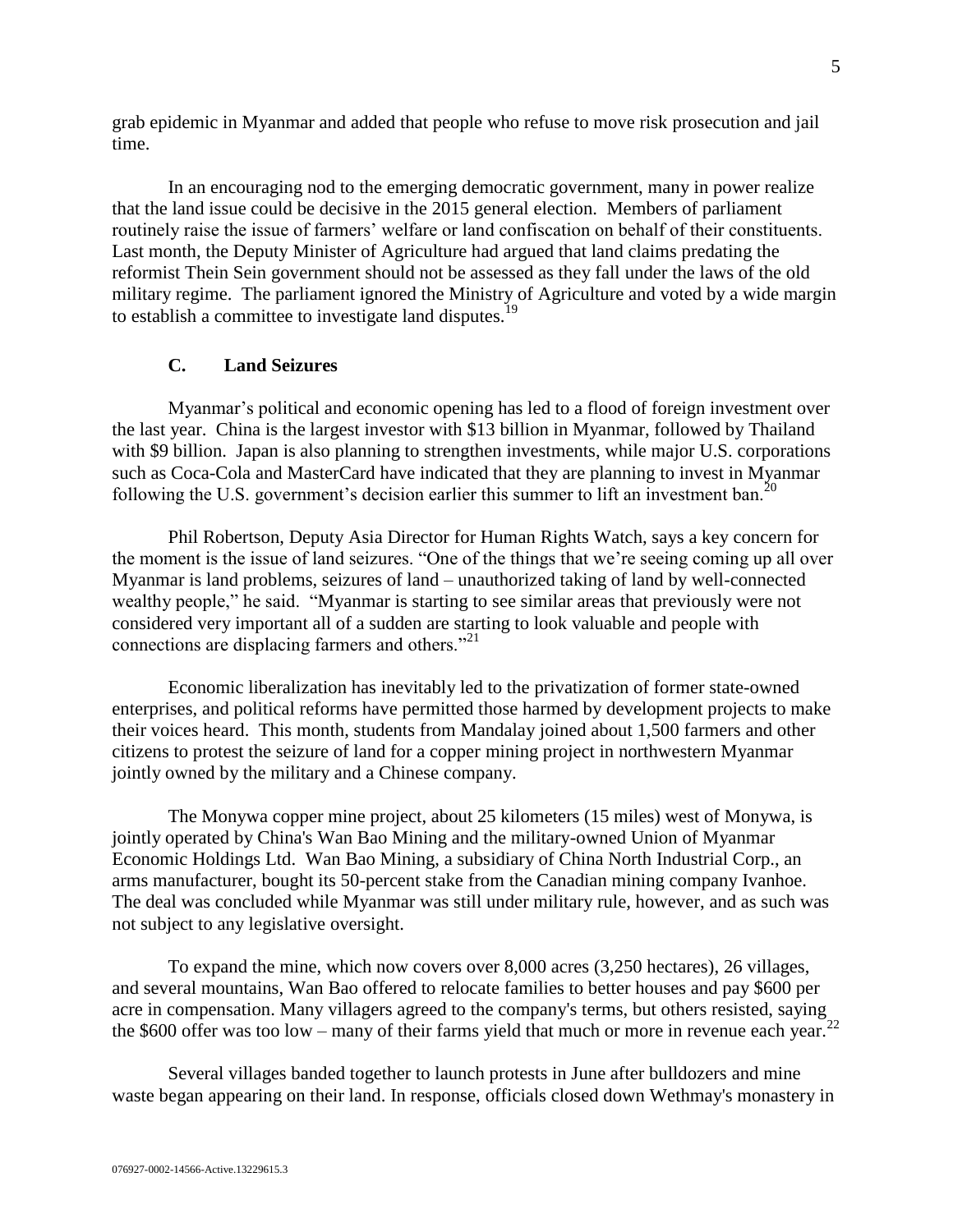grab epidemic in Myanmar and added that people who refuse to move risk prosecution and jail time.

In an encouraging nod to the emerging democratic government, many in power realize that the land issue could be decisive in the 2015 general election. Members of parliament routinely raise the issue of farmers' welfare or land confiscation on behalf of their constituents. Last month, the Deputy Minister of Agriculture had argued that land claims predating the reformist Thein Sein government should not be assessed as they fall under the laws of the old military regime. The parliament ignored the Ministry of Agriculture and voted by a wide margin to establish a committee to investigate land disputes.[19]

### C. Land Seizures

Myanmar's political and economic opening has led to a flood of foreign investment over the last year. China is the largest investor with $13 billion in Myanmar, followed by Thailand with $9 billion. Japan is also planning to strengthen investments, while major U.S. corporations such as Coca-Cola and MasterCard have indicated that they are planning to invest in Myanmar following the U.S. government's decision earlier this summer to lift an investment ban.[20]

Phil Robertson, Deputy Asia Director for Human Rights Watch, says a key concern for the moment is the issue of land seizures. "One of the things that we're seeing coming up all over Myanmar is land problems, seizures of land – unauthorized taking of land by well-connected wealthy people," he said. "Myanmar is starting to see similar areas that previously were not considered very important all of a sudden are starting to look valuable and people with connections are displacing farmers and others."[21]

Economic liberalization has inevitably led to the privatization of former state-owned enterprises, and political reforms have permitted those harmed by development projects to make their voices heard. This month, students from Mandalay joined about 1,500 farmers and other citizens to protest the seizure of land for a copper mining project in northwestern Myanmar jointly owned by the military and a Chinese company.

The Monywa copper mine project, about 25 kilometers (15 miles) west of Monywa, is jointly operated by China's Wan Bao Mining and the military-owned Union of Myanmar Economic Holdings Ltd. Wan Bao Mining, a subsidiary of China North Industrial Corp., an arms manufacturer, bought its 50-percent stake from the Canadian mining company Ivanhoe. The deal was concluded while Myanmar was still under military rule, however, and as such was not subject to any legislative oversight.

To expand the mine, which now covers over 8,000 acres (3,250 hectares), 26 villages, and several mountains, Wan Bao offered to relocate families to better houses and pay $600 per acre in compensation. Many villagers agreed to the company's terms, but others resisted, saying the $600 offer was too low – many of their farms yield that much or more in revenue each year.[22]

Several villages banded together to launch protests in June after bulldozers and mine waste began appearing on their land. In response, officials closed down Wethmay's monastery in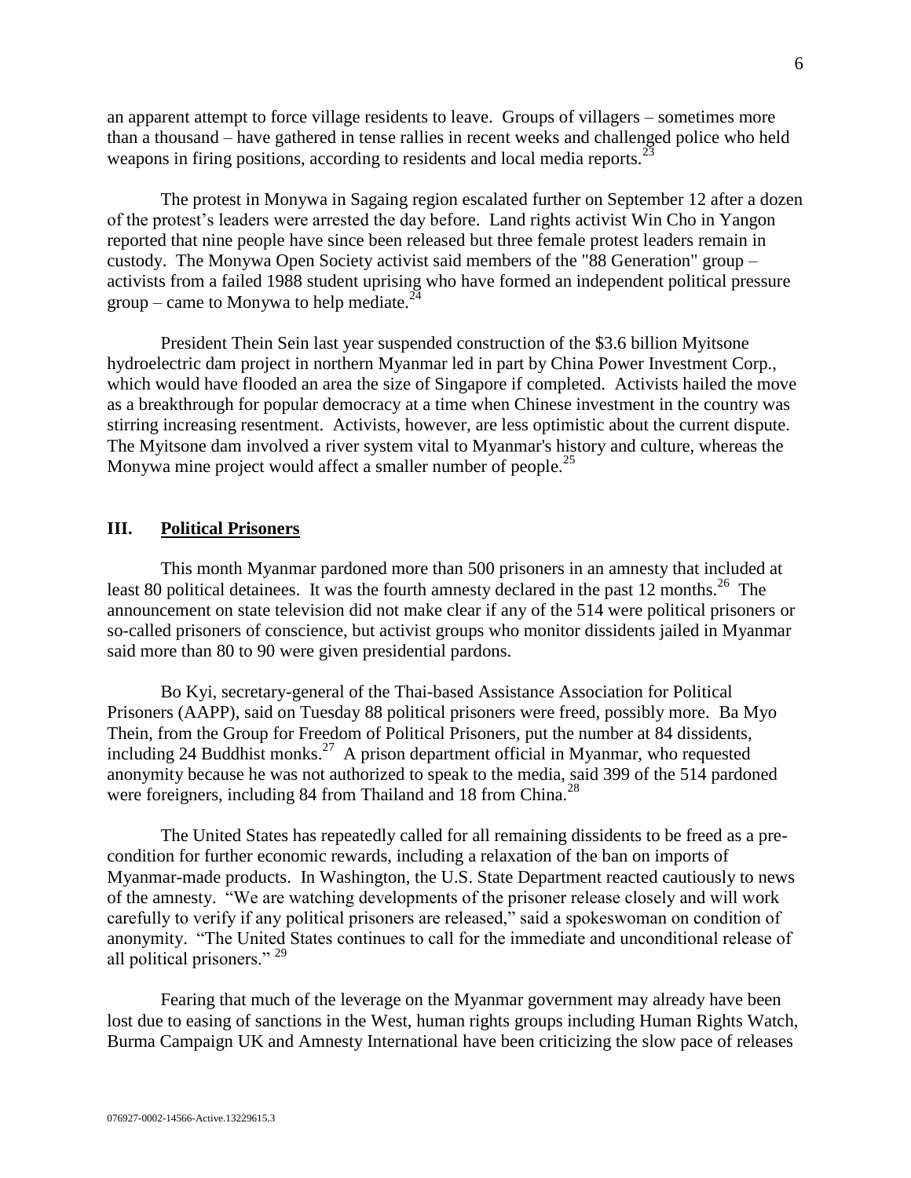an apparent attempt to force village residents to leave. Groups of villagers – sometimes more than a thousand – have gathered in tense rallies in recent weeks and challenged police who held weapons in firing positions, according to residents and local media reports.[23]

The protest in Monywa in Sagaing region escalated further on September 12 after a dozen of the protest's leaders were arrested the day before. Land rights activist Win Cho in Yangon reported that nine people have since been released but three female protest leaders remain in custody. The Monywa Open Society activist said members of the "88 Generation" group – activists from a failed 1988 student uprising who have formed an independent political pressure group – came to Monywa to help mediate.[24]

President Thein Sein last year suspended construction of the $3.6 billion Myitsone hydroelectric dam project in northern Myanmar led in part by China Power Investment Corp., which would have flooded an area the size of Singapore if completed. Activists hailed the move as a breakthrough for popular democracy at a time when Chinese investment in the country was stirring increasing resentment. Activists, however, are less optimistic about the current dispute. The Myitsone dam involved a river system vital to Myanmar's history and culture, whereas the Monywa mine project would affect a smaller number of people.[25]

## III. **Political Prisoners**

This month Myanmar pardoned more than 500 prisoners in an amnesty that included at least 80 political detainees. It was the fourth amnesty declared in the past 12 months.[26] The announcement on state television did not make clear if any of the 514 were political prisoners or so-called prisoners of conscience, but activist groups who monitor dissidents jailed in Myanmar said more than 80 to 90 were given presidential pardons.

Bo Kyi, secretary-general of the Thai-based Assistance Association for Political Prisoners (AAPP), said on Tuesday 88 political prisoners were freed, possibly more. Ba Myo Thein, from the Group for Freedom of Political Prisoners, put the number at 84 dissidents, including 24 Buddhist monks.[27] A prison department official in Myanmar, who requested anonymity because he was not authorized to speak to the media, said 399 of the 514 pardoned were foreigners, including 84 from Thailand and 18 from China.[28]

The United States has repeatedly called for all remaining dissidents to be freed as a pre-condition for further economic rewards, including a relaxation of the ban on imports of Myanmar-made products. In Washington, the U.S. State Department reacted cautiously to news of the amnesty. "We are watching developments of the prisoner release closely and will work carefully to verify if any political prisoners are released," said a spokeswoman on condition of anonymity. "The United States continues to call for the immediate and unconditional release of all political prisoners." [29]

Fearing that much of the leverage on the Myanmar government may already have been lost due to easing of sanctions in the West, human rights groups including Human Rights Watch, Burma Campaign UK and Amnesty International have been criticizing the slow pace of releases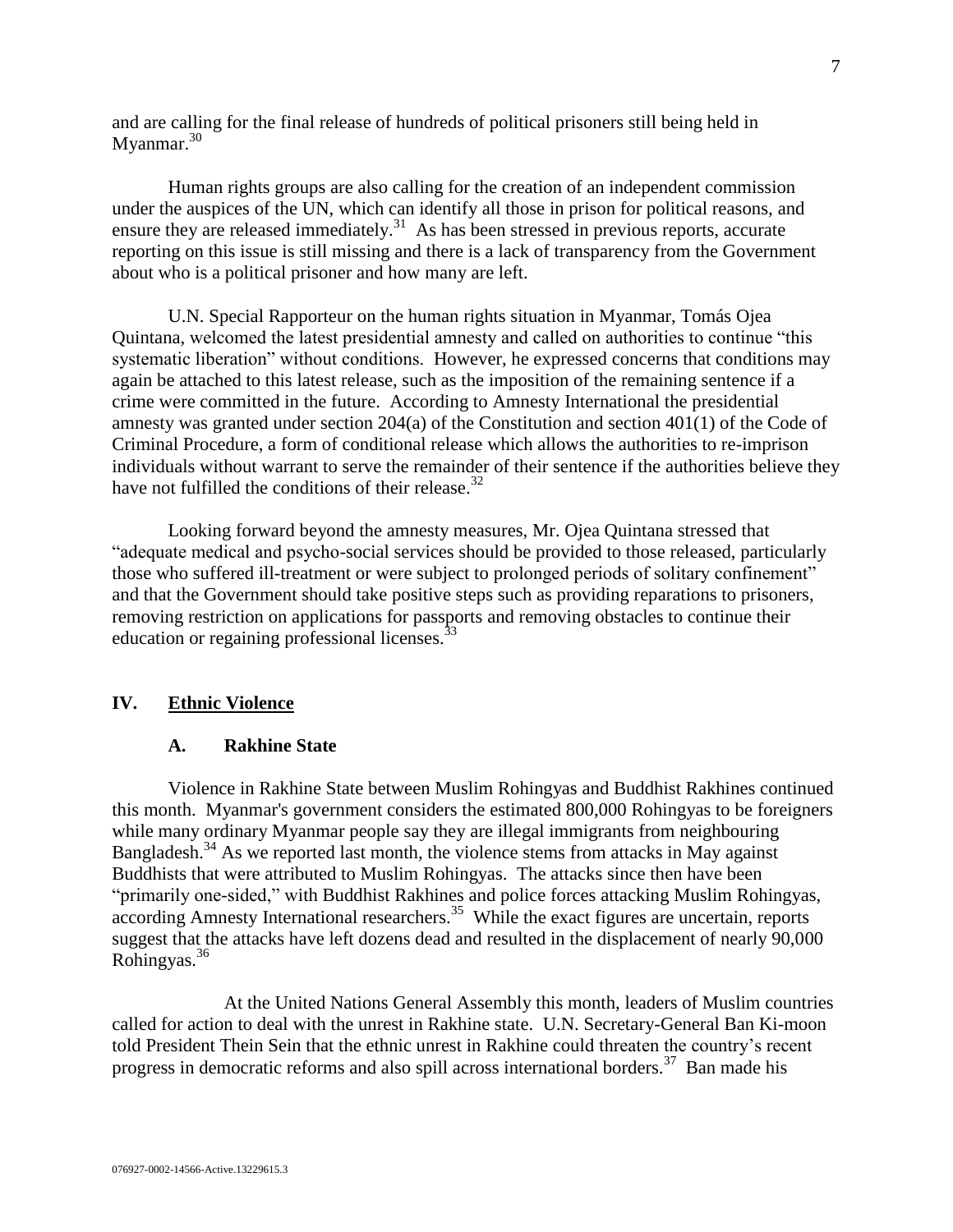and are calling for the final release of hundreds of political prisoners still being held in Myanmar.[30]

Human rights groups are also calling for the creation of an independent commission under the auspices of the UN, which can identify all those in prison for political reasons, and ensure they are released immediately.[31] As has been stressed in previous reports, accurate reporting on this issue is still missing and there is a lack of transparency from the Government about who is a political prisoner and how many are left.

U.N. Special Rapporteur on the human rights situation in Myanmar, Tomás Ojea Quintana, welcomed the latest presidential amnesty and called on authorities to continue "this systematic liberation" without conditions. However, he expressed concerns that conditions may again be attached to this latest release, such as the imposition of the remaining sentence if a crime were committed in the future. According to Amnesty International the presidential amnesty was granted under section 204(a) of the Constitution and section 401(1) of the Code of Criminal Procedure, a form of conditional release which allows the authorities to re-imprison individuals without warrant to serve the remainder of their sentence if the authorities believe they have not fulfilled the conditions of their release.[32]

Looking forward beyond the amnesty measures, Mr. Ojea Quintana stressed that "adequate medical and psycho-social services should be provided to those released, particularly those who suffered ill-treatment or were subject to prolonged periods of solitary confinement" and that the Government should take positive steps such as providing reparations to prisoners, removing restriction on applications for passports and removing obstacles to continue their education or regaining professional licenses.[33]

## IV. Ethnic Violence

### A. Rakhine State

Violence in Rakhine State between Muslim Rohingyas and Buddhist Rakhines continued this month. Myanmar's government considers the estimated 800,000 Rohingyas to be foreigners while many ordinary Myanmar people say they are illegal immigrants from neighbouring Bangladesh.[34] As we reported last month, the violence stems from attacks in May against Buddhists that were attributed to Muslim Rohingyas. The attacks since then have been "primarily one-sided," with Buddhist Rakhines and police forces attacking Muslim Rohingyas, according Amnesty International researchers.[35] While the exact figures are uncertain, reports suggest that the attacks have left dozens dead and resulted in the displacement of nearly 90,000 Rohingyas.[36]

At the United Nations General Assembly this month, leaders of Muslim countries called for action to deal with the unrest in Rakhine state. U.N. Secretary-General Ban Ki-moon told President Thein Sein that the ethnic unrest in Rakhine could threaten the country's recent progress in democratic reforms and also spill across international borders.[37] Ban made his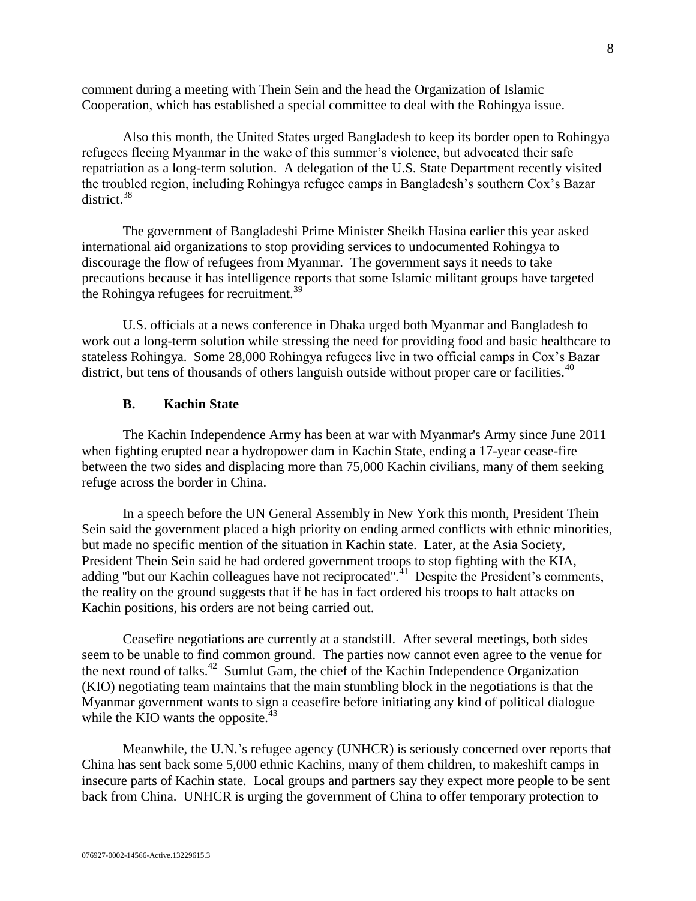comment during a meeting with Thein Sein and the head the Organization of Islamic Cooperation, which has established a special committee to deal with the Rohingya issue.

Also this month, the United States urged Bangladesh to keep its border open to Rohingya refugees fleeing Myanmar in the wake of this summer's violence, but advocated their safe repatriation as a long-term solution. A delegation of the U.S. State Department recently visited the troubled region, including Rohingya refugee camps in Bangladesh's southern Cox's Bazar district.[38]

The government of Bangladeshi Prime Minister Sheikh Hasina earlier this year asked international aid organizations to stop providing services to undocumented Rohingya to discourage the flow of refugees from Myanmar. The government says it needs to take precautions because it has intelligence reports that some Islamic militant groups have targeted the Rohingya refugees for recruitment.[39]

U.S. officials at a news conference in Dhaka urged both Myanmar and Bangladesh to work out a long-term solution while stressing the need for providing food and basic healthcare to stateless Rohingya. Some 28,000 Rohingya refugees live in two official camps in Cox's Bazar district, but tens of thousands of others languish outside without proper care or facilities.[40]

### B. Kachin State

The Kachin Independence Army has been at war with Myanmar's Army since June 2011 when fighting erupted near a hydropower dam in Kachin State, ending a 17-year cease-fire between the two sides and displacing more than 75,000 Kachin civilians, many of them seeking refuge across the border in China.

In a speech before the UN General Assembly in New York this month, President Thein Sein said the government placed a high priority on ending armed conflicts with ethnic minorities, but made no specific mention of the situation in Kachin state. Later, at the Asia Society, President Thein Sein said he had ordered government troops to stop fighting with the KIA, adding "but our Kachin colleagues have not reciprocated".[41] Despite the President's comments, the reality on the ground suggests that if he has in fact ordered his troops to halt attacks on Kachin positions, his orders are not being carried out.

Ceasefire negotiations are currently at a standstill. After several meetings, both sides seem to be unable to find common ground. The parties now cannot even agree to the venue for the next round of talks.[42] Sumlut Gam, the chief of the Kachin Independence Organization (KIO) negotiating team maintains that the main stumbling block in the negotiations is that the Myanmar government wants to sign a ceasefire before initiating any kind of political dialogue while the KIO wants the opposite.[43]

Meanwhile, the U.N.'s refugee agency (UNHCR) is seriously concerned over reports that China has sent back some 5,000 ethnic Kachins, many of them children, to makeshift camps in insecure parts of Kachin state. Local groups and partners say they expect more people to be sent back from China. UNHCR is urging the government of China to offer temporary protection to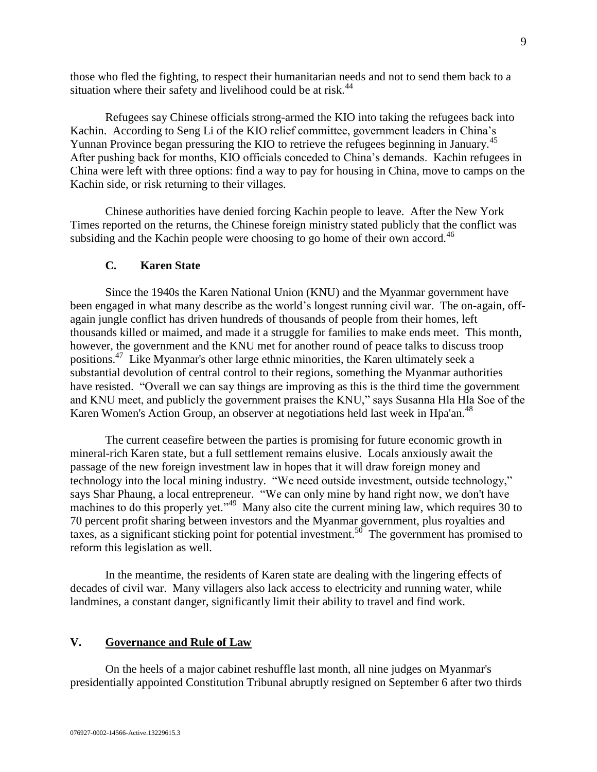those who fled the fighting, to respect their humanitarian needs and not to send them back to a situation where their safety and livelihood could be at risk.[44]

Refugees say Chinese officials strong-armed the KIO into taking the refugees back into Kachin. According to Seng Li of the KIO relief committee, government leaders in China's Yunnan Province began pressuring the KIO to retrieve the refugees beginning in January.[45] After pushing back for months, KIO officials conceded to China's demands. Kachin refugees in China were left with three options: find a way to pay for housing in China, move to camps on the Kachin side, or risk returning to their villages.

Chinese authorities have denied forcing Kachin people to leave. After the New York Times reported on the returns, the Chinese foreign ministry stated publicly that the conflict was subsiding and the Kachin people were choosing to go home of their own accord.[46]

### C. Karen State

Since the 1940s the Karen National Union (KNU) and the Myanmar government have been engaged in what many describe as the world's longest running civil war. The on-again, off-again jungle conflict has driven hundreds of thousands of people from their homes, left thousands killed or maimed, and made it a struggle for families to make ends meet. This month, however, the government and the KNU met for another round of peace talks to discuss troop positions.[47] Like Myanmar's other large ethnic minorities, the Karen ultimately seek a substantial devolution of central control to their regions, something the Myanmar authorities have resisted. "Overall we can say things are improving as this is the third time the government and KNU meet, and publicly the government praises the KNU," says Susanna Hla Hla Soe of the Karen Women's Action Group, an observer at negotiations held last week in Hpa'an.[48]

The current ceasefire between the parties is promising for future economic growth in mineral-rich Karen state, but a full settlement remains elusive. Locals anxiously await the passage of the new foreign investment law in hopes that it will draw foreign money and technology into the local mining industry. "We need outside investment, outside technology," says Shar Phaung, a local entrepreneur. "We can only mine by hand right now, we don't have machines to do this properly yet."[49] Many also cite the current mining law, which requires 30 to 70 percent profit sharing between investors and the Myanmar government, plus royalties and taxes, as a significant sticking point for potential investment.[50] The government has promised to reform this legislation as well.

In the meantime, the residents of Karen state are dealing with the lingering effects of decades of civil war. Many villagers also lack access to electricity and running water, while landmines, a constant danger, significantly limit their ability to travel and find work.

## V. Governance and Rule of Law

On the heels of a major cabinet reshuffle last month, all nine judges on Myanmar's presidentially appointed Constitution Tribunal abruptly resigned on September 6 after two thirds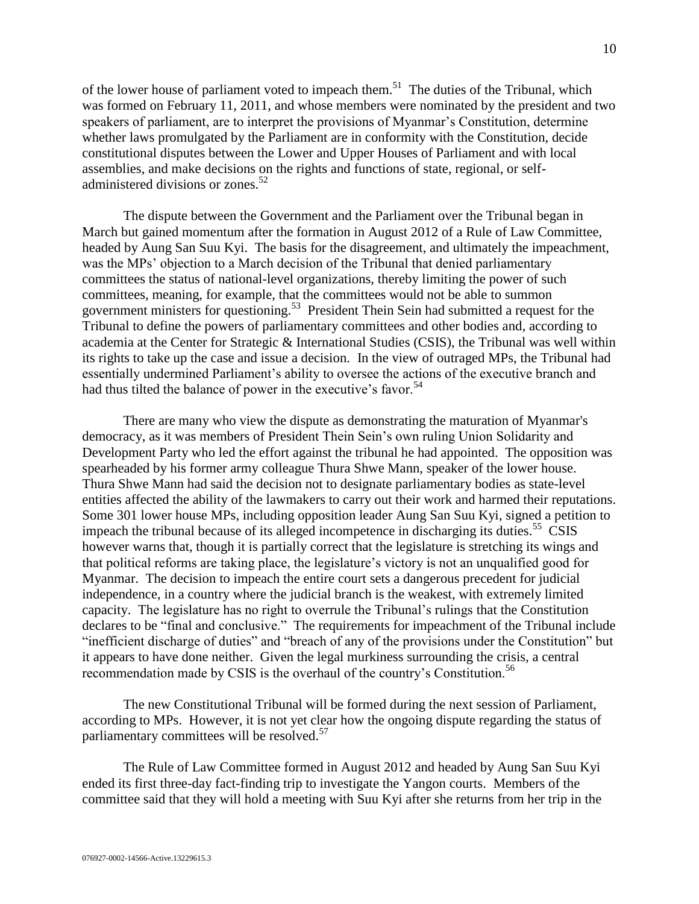of the lower house of parliament voted to impeach them.[51] The duties of the Tribunal, which was formed on February 11, 2011, and whose members were nominated by the president and two speakers of parliament, are to interpret the provisions of Myanmar's Constitution, determine whether laws promulgated by the Parliament are in conformity with the Constitution, decide constitutional disputes between the Lower and Upper Houses of Parliament and with local assemblies, and make decisions on the rights and functions of state, regional, or self-administered divisions or zones.[52]

The dispute between the Government and the Parliament over the Tribunal began in March but gained momentum after the formation in August 2012 of a Rule of Law Committee, headed by Aung San Suu Kyi. The basis for the disagreement, and ultimately the impeachment, was the MPs' objection to a March decision of the Tribunal that denied parliamentary committees the status of national-level organizations, thereby limiting the power of such committees, meaning, for example, that the committees would not be able to summon government ministers for questioning.[53] President Thein Sein had submitted a request for the Tribunal to define the powers of parliamentary committees and other bodies and, according to academia at the Center for Strategic & International Studies (CSIS), the Tribunal was well within its rights to take up the case and issue a decision. In the view of outraged MPs, the Tribunal had essentially undermined Parliament's ability to oversee the actions of the executive branch and had thus tilted the balance of power in the executive's favor.[54]

There are many who view the dispute as demonstrating the maturation of Myanmar's democracy, as it was members of President Thein Sein's own ruling Union Solidarity and Development Party who led the effort against the tribunal he had appointed. The opposition was spearheaded by his former army colleague Thura Shwe Mann, speaker of the lower house. Thura Shwe Mann had said the decision not to designate parliamentary bodies as state-level entities affected the ability of the lawmakers to carry out their work and harmed their reputations. Some 301 lower house MPs, including opposition leader Aung San Suu Kyi, signed a petition to impeach the tribunal because of its alleged incompetence in discharging its duties.[55] CSIS however warns that, though it is partially correct that the legislature is stretching its wings and that political reforms are taking place, the legislature's victory is not an unqualified good for Myanmar. The decision to impeach the entire court sets a dangerous precedent for judicial independence, in a country where the judicial branch is the weakest, with extremely limited capacity. The legislature has no right to overrule the Tribunal's rulings that the Constitution declares to be "final and conclusive." The requirements for impeachment of the Tribunal include "inefficient discharge of duties" and "breach of any of the provisions under the Constitution" but it appears to have done neither. Given the legal murkiness surrounding the crisis, a central recommendation made by CSIS is the overhaul of the country's Constitution.[56]

The new Constitutional Tribunal will be formed during the next session of Parliament, according to MPs. However, it is not yet clear how the ongoing dispute regarding the status of parliamentary committees will be resolved.[57]

The Rule of Law Committee formed in August 2012 and headed by Aung San Suu Kyi ended its first three-day fact-finding trip to investigate the Yangon courts. Members of the committee said that they will hold a meeting with Suu Kyi after she returns from her trip in the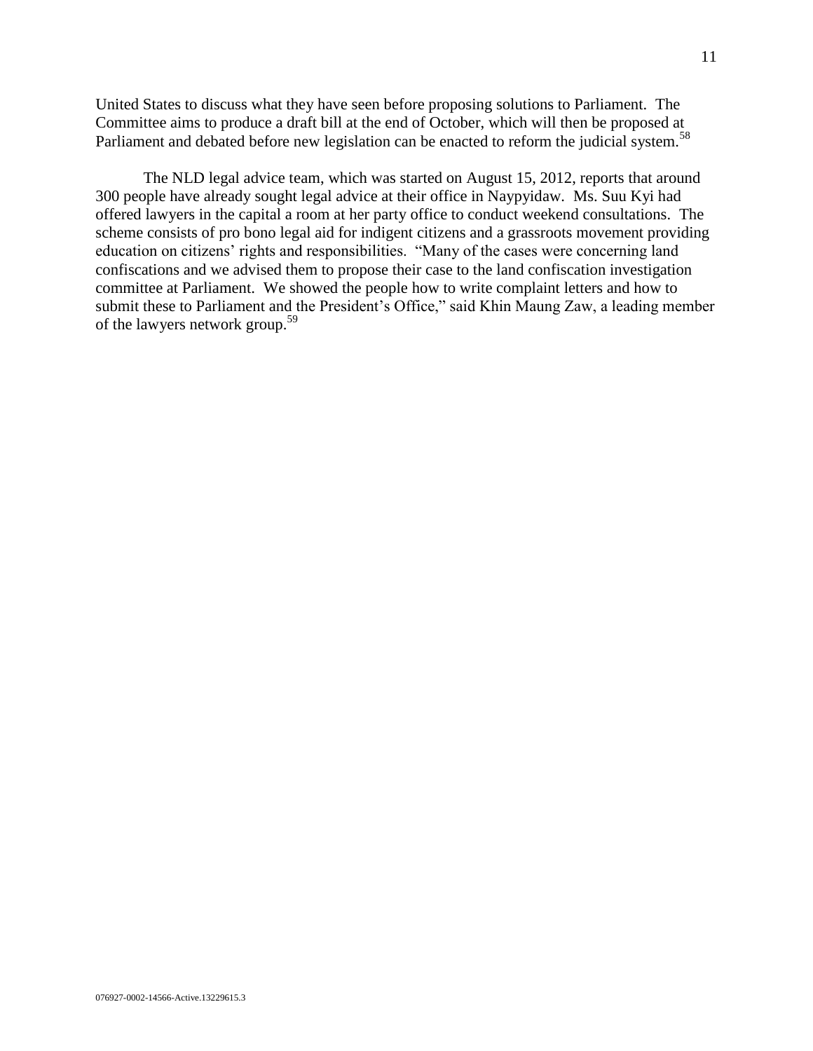United States to discuss what they have seen before proposing solutions to Parliament. The Committee aims to produce a draft bill at the end of October, which will then be proposed at Parliament and debated before new legislation can be enacted to reform the judicial system.[58]

The NLD legal advice team, which was started on August 15, 2012, reports that around 300 people have already sought legal advice at their office in Naypyidaw. Ms. Suu Kyi had offered lawyers in the capital a room at her party office to conduct weekend consultations. The scheme consists of pro bono legal aid for indigent citizens and a grassroots movement providing education on citizens' rights and responsibilities. "Many of the cases were concerning land confiscations and we advised them to propose their case to the land confiscation investigation committee at Parliament. We showed the people how to write complaint letters and how to submit these to Parliament and the President's Office," said Khin Maung Zaw, a leading member of the lawyers network group.[59]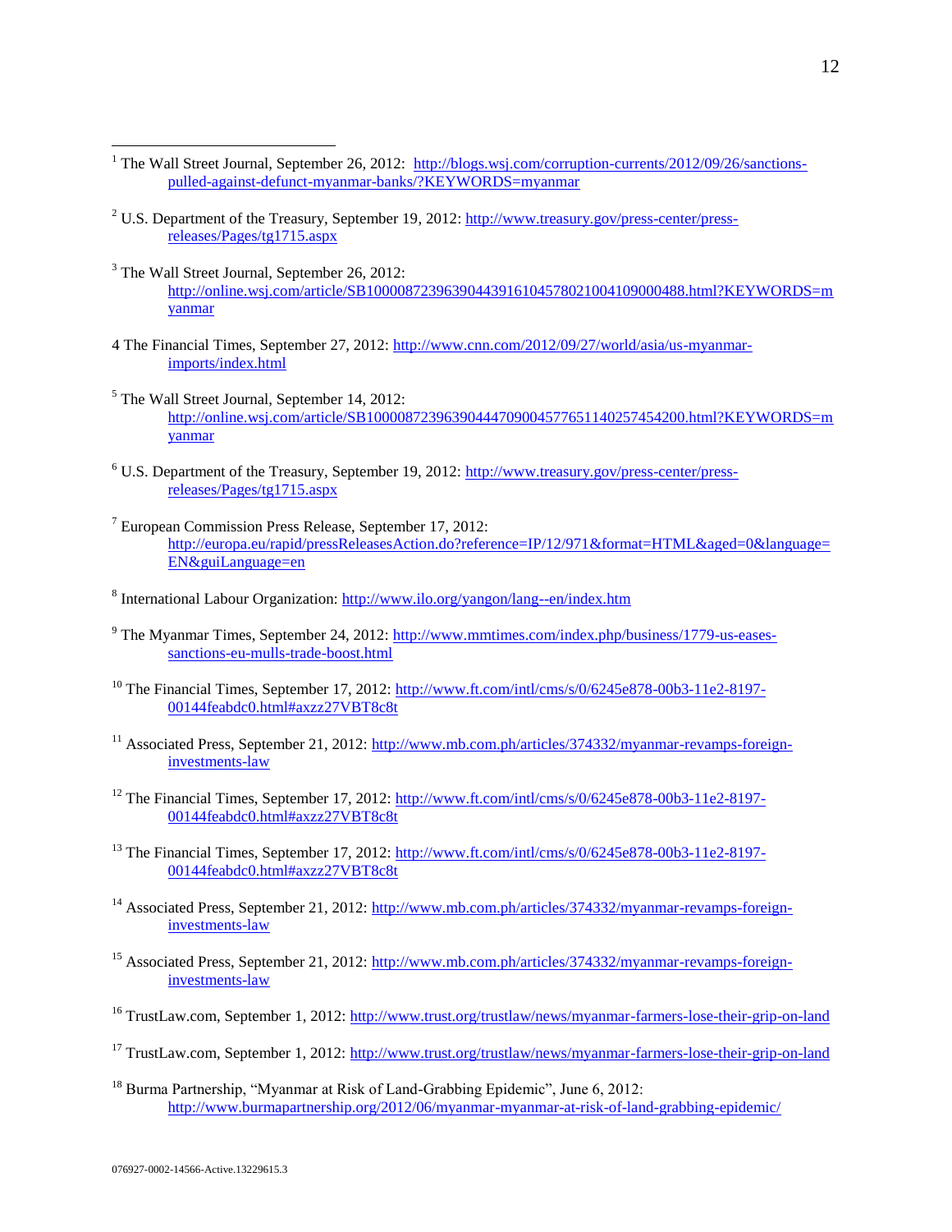[1] The Wall Street Journal, September 26, 2012: http://blogs.wsj.com/corruption-currents/2012/09/26/sanctions-pulled-against-defunct-myanmar-banks/?KEYWORDS=myanmar

[2] U.S. Department of the Treasury, September 19, 2012: http://www.treasury.gov/press-center/press-releases/Pages/tg1715.aspx

[3] The Wall Street Journal, September 26, 2012: http://online.wsj.com/article/SB10000872396390443916104578021004109000488.html?KEYWORDS=myanmar

4 The Financial Times, September 27, 2012: http://www.cnn.com/2012/09/27/world/asia/us-myanmar-imports/index.html

[5] The Wall Street Journal, September 14, 2012: http://online.wsj.com/article/SB10000872396390444709004577651140257454200.html?KEYWORDS=myanmar

[6] U.S. Department of the Treasury, September 19, 2012: http://www.treasury.gov/press-center/press-releases/Pages/tg1715.aspx

[7] European Commission Press Release, September 17, 2012: http://europa.eu/rapid/pressReleasesAction.do?reference=IP/12/971&format=HTML&aged=0&language=EN&guiLanguage=en

[8] International Labour Organization: http://www.ilo.org/yangon/lang--en/index.htm

[9] The Myanmar Times, September 24, 2012: http://www.mmtimes.com/index.php/business/1779-us-eases-sanctions-eu-mulls-trade-boost.html

[10] The Financial Times, September 17, 2012: http://www.ft.com/intl/cms/s/0/6245e878-00b3-11e2-8197-00144feabdc0.html#axzz27VBT8c8t

[11] Associated Press, September 21, 2012: http://www.mb.com.ph/articles/374332/myanmar-revamps-foreign-investments-law

[12] The Financial Times, September 17, 2012: http://www.ft.com/intl/cms/s/0/6245e878-00b3-11e2-8197-00144feabdc0.html#axzz27VBT8c8t

[13] The Financial Times, September 17, 2012: http://www.ft.com/intl/cms/s/0/6245e878-00b3-11e2-8197-00144feabdc0.html#axzz27VBT8c8t

[14] Associated Press, September 21, 2012: http://www.mb.com.ph/articles/374332/myanmar-revamps-foreign-investments-law

[15] Associated Press, September 21, 2012: http://www.mb.com.ph/articles/374332/myanmar-revamps-foreign-investments-law

[16] TrustLaw.com, September 1, 2012: http://www.trust.org/trustlaw/news/myanmar-farmers-lose-their-grip-on-land

[17] TrustLaw.com, September 1, 2012: http://www.trust.org/trustlaw/news/myanmar-farmers-lose-their-grip-on-land

[18] Burma Partnership, "Myanmar at Risk of Land-Grabbing Epidemic", June 6, 2012: http://www.burmapartnership.org/2012/06/myanmar-myanmar-at-risk-of-land-grabbing-epidemic/

076927-0002-14566-Active.13229615.3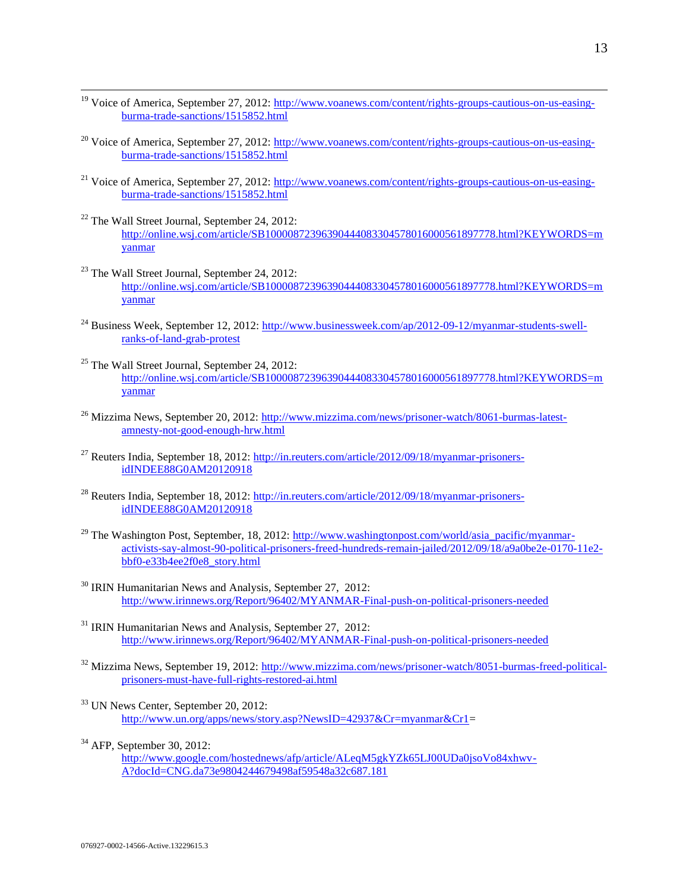[19] Voice of America, September 27, 2012: http://www.voanews.com/content/rights-groups-cautious-on-us-easing-burma-trade-sanctions/1515852.html

[20] Voice of America, September 27, 2012: http://www.voanews.com/content/rights-groups-cautious-on-us-easing-burma-trade-sanctions/1515852.html

[21] Voice of America, September 27, 2012: http://www.voanews.com/content/rights-groups-cautious-on-us-easing-burma-trade-sanctions/1515852.html

[22] The Wall Street Journal, September 24, 2012: http://online.wsj.com/article/SB10000872396390444083304578016000561897778.html?KEYWORDS=myanmar

[23] The Wall Street Journal, September 24, 2012: http://online.wsj.com/article/SB10000872396390444083304578016000561897778.html?KEYWORDS=myanmar

[24] Business Week, September 12, 2012: http://www.businessweek.com/ap/2012-09-12/myanmar-students-swell-ranks-of-land-grab-protest

[25] The Wall Street Journal, September 24, 2012: http://online.wsj.com/article/SB10000872396390444083304578016000561897778.html?KEYWORDS=myanmar

[26] Mizzima News, September 20, 2012: http://www.mizzima.com/news/prisoner-watch/8061-burmas-latest-amnesty-not-good-enough-hrw.html

[27] Reuters India, September 18, 2012: http://in.reuters.com/article/2012/09/18/myanmar-prisoners-idINDEE88G0AM20120918

[28] Reuters India, September 18, 2012: http://in.reuters.com/article/2012/09/18/myanmar-prisoners-idINDEE88G0AM20120918

[29] The Washington Post, September, 18, 2012: http://www.washingtonpost.com/world/asia_pacific/myanmar-activists-say-almost-90-political-prisoners-freed-hundreds-remain-jailed/2012/09/18/a9a0be2e-0170-11e2-bbf0-e33b4ee2f0e8_story.html

[30] IRIN Humanitarian News and Analysis, September 27, 2012: http://www.irinnews.org/Report/96402/MYANMAR-Final-push-on-political-prisoners-needed

[31] IRIN Humanitarian News and Analysis, September 27, 2012: http://www.irinnews.org/Report/96402/MYANMAR-Final-push-on-political-prisoners-needed

[32] Mizzima News, September 19, 2012: http://www.mizzima.com/news/prisoner-watch/8051-burmas-freed-political-prisoners-must-have-full-rights-restored-ai.html

[33] UN News Center, September 20, 2012: http://www.un.org/apps/news/story.asp?NewsID=42937&Cr=myanmar&Cr1=

[34] AFP, September 30, 2012: http://www.google.com/hostednews/afp/article/ALeqM5gkYZk65LJ00UDa0jsoVo84xhwv-A?docId=CNG.da73e9804244679498af59548a32c687.181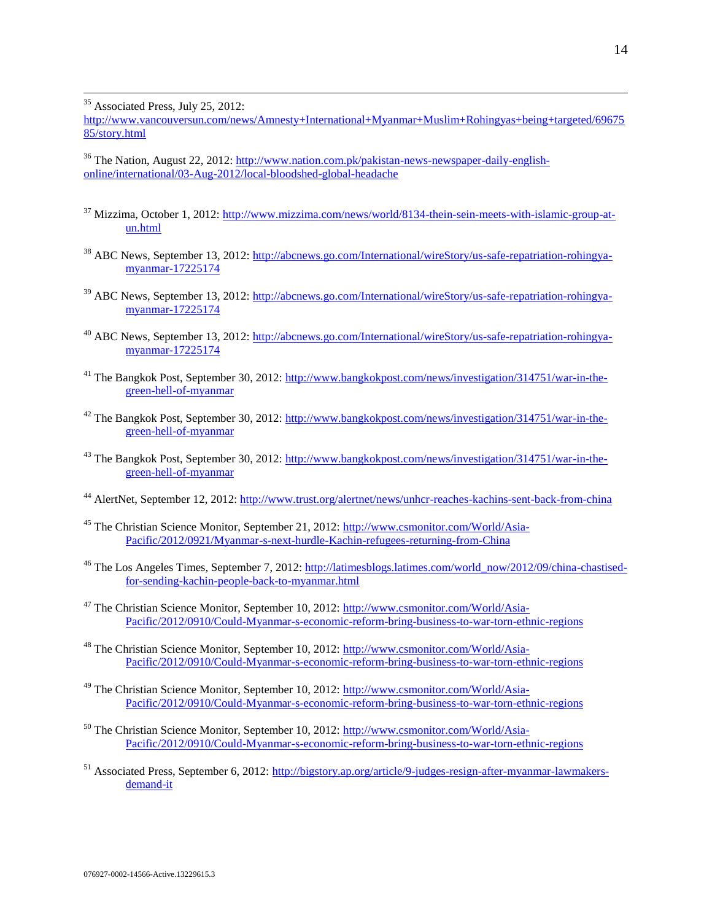[35] Associated Press, July 25, 2012: http://www.vancouversun.com/news/Amnesty+International+Myanmar+Muslim+Rohingyas+being+targeted/6967585/story.html

[36] The Nation, August 22, 2012: http://www.nation.com.pk/pakistan-news-newspaper-daily-english-online/international/03-Aug-2012/local-bloodshed-global-headache

[37] Mizzima, October 1, 2012: http://www.mizzima.com/news/world/8134-thein-sein-meets-with-islamic-group-at-un.html

[38] ABC News, September 13, 2012: http://abcnews.go.com/International/wireStory/us-safe-repatriation-rohingya-myanmar-17225174

[39] ABC News, September 13, 2012: http://abcnews.go.com/International/wireStory/us-safe-repatriation-rohingya-myanmar-17225174

[40] ABC News, September 13, 2012: http://abcnews.go.com/International/wireStory/us-safe-repatriation-rohingya-myanmar-17225174

[41] The Bangkok Post, September 30, 2012: http://www.bangkokpost.com/news/investigation/314751/war-in-the-green-hell-of-myanmar

[42] The Bangkok Post, September 30, 2012: http://www.bangkokpost.com/news/investigation/314751/war-in-the-green-hell-of-myanmar

[43] The Bangkok Post, September 30, 2012: http://www.bangkokpost.com/news/investigation/314751/war-in-the-green-hell-of-myanmar

[44] AlertNet, September 12, 2012: http://www.trust.org/alertnet/news/unhcr-reaches-kachins-sent-back-from-china

[45] The Christian Science Monitor, September 21, 2012: http://www.csmonitor.com/World/Asia-Pacific/2012/0921/Myanmar-s-next-hurdle-Kachin-refugees-returning-from-China

[46] The Los Angeles Times, September 7, 2012: http://latimesblogs.latimes.com/world_now/2012/09/china-chastised-for-sending-kachin-people-back-to-myanmar.html

[47] The Christian Science Monitor, September 10, 2012: http://www.csmonitor.com/World/Asia-Pacific/2012/0910/Could-Myanmar-s-economic-reform-bring-business-to-war-torn-ethnic-regions

[48] The Christian Science Monitor, September 10, 2012: http://www.csmonitor.com/World/Asia-Pacific/2012/0910/Could-Myanmar-s-economic-reform-bring-business-to-war-torn-ethnic-regions

[49] The Christian Science Monitor, September 10, 2012: http://www.csmonitor.com/World/Asia-Pacific/2012/0910/Could-Myanmar-s-economic-reform-bring-business-to-war-torn-ethnic-regions

[50] The Christian Science Monitor, September 10, 2012: http://www.csmonitor.com/World/Asia-Pacific/2012/0910/Could-Myanmar-s-economic-reform-bring-business-to-war-torn-ethnic-regions

[51] Associated Press, September 6, 2012: http://bigstory.ap.org/article/9-judges-resign-after-myanmar-lawmakers-demand-it

076927-0002-14566-Active.13229615.3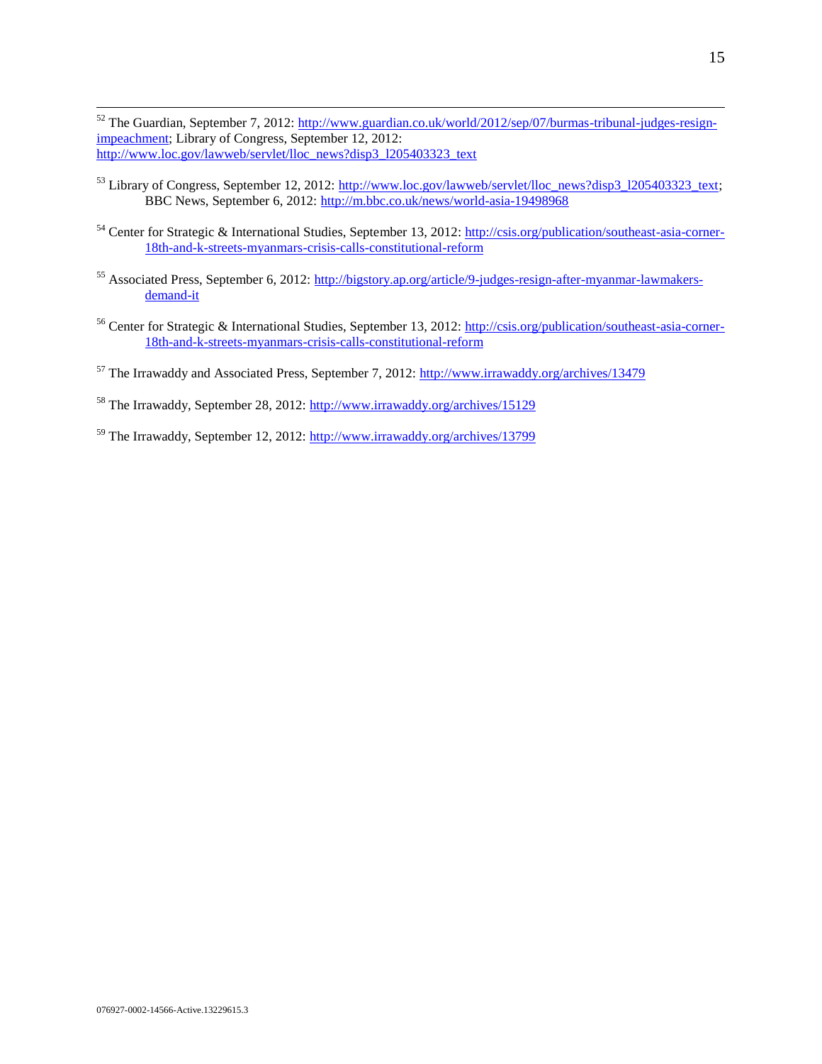[52] The Guardian, September 7, 2012: http://www.guardian.co.uk/world/2012/sep/07/burmas-tribunal-judges-resign-impeachment; Library of Congress, September 12, 2012: http://www.loc.gov/lawweb/servlet/lloc_news?disp3_l205403323_text

[53] Library of Congress, September 12, 2012: http://www.loc.gov/lawweb/servlet/lloc_news?disp3_l205403323_text; BBC News, September 6, 2012: http://m.bbc.co.uk/news/world-asia-19498968

[54] Center for Strategic & International Studies, September 13, 2012: http://csis.org/publication/southeast-asia-corner-18th-and-k-streets-myanmars-crisis-calls-constitutional-reform

[55] Associated Press, September 6, 2012: http://bigstory.ap.org/article/9-judges-resign-after-myanmar-lawmakers-demand-it

[56] Center for Strategic & International Studies, September 13, 2012: http://csis.org/publication/southeast-asia-corner-18th-and-k-streets-myanmars-crisis-calls-constitutional-reform

[57] The Irrawaddy and Associated Press, September 7, 2012: http://www.irrawaddy.org/archives/13479

[58] The Irrawaddy, September 28, 2012: http://www.irrawaddy.org/archives/15129

[59] The Irrawaddy, September 12, 2012: http://www.irrawaddy.org/archives/13799

076927-0002-14566-Active.13229615.3